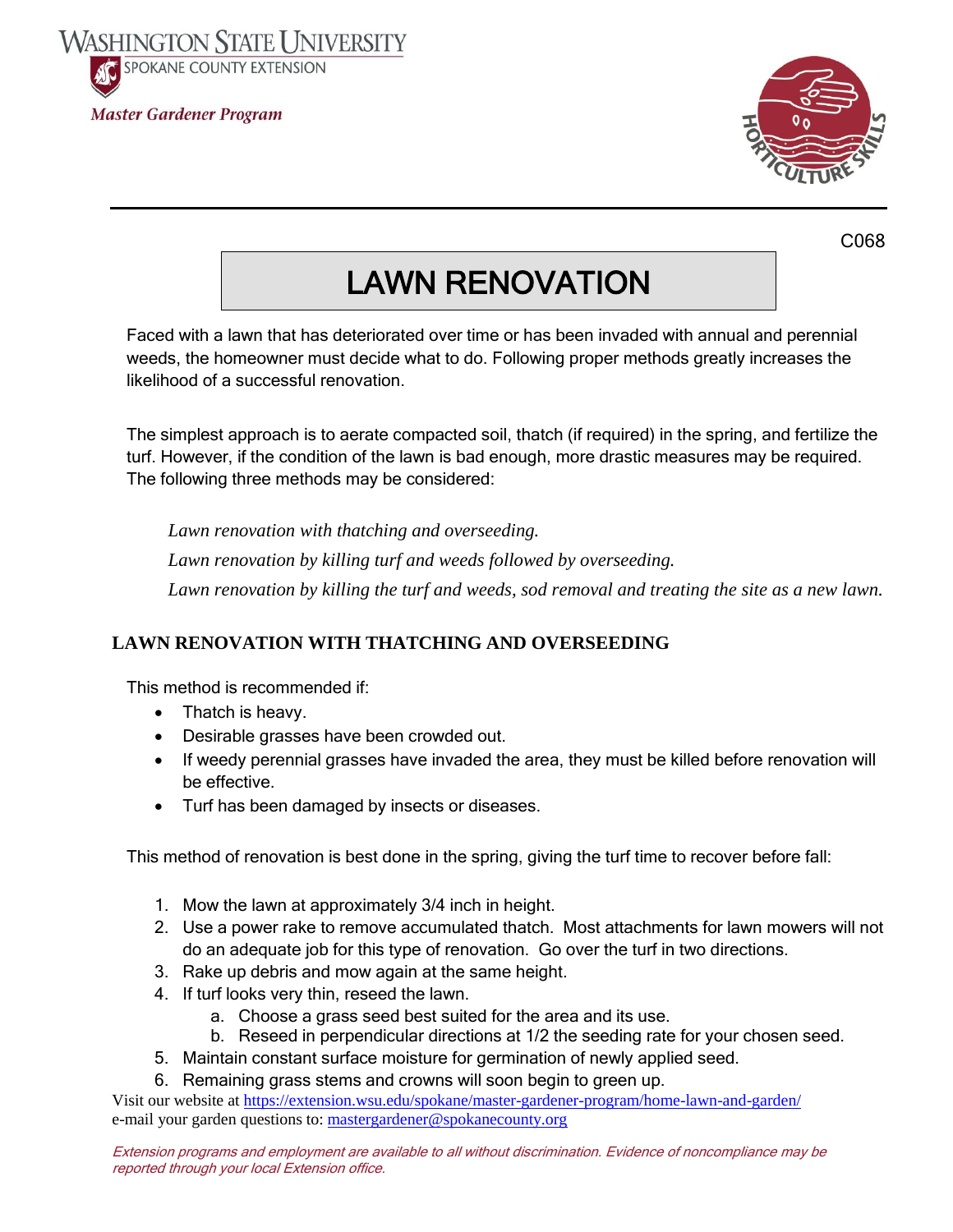WASHINGTON STATE UNIVERSITY
SPOKANE COUNTY EXTENSION

*Master Gardener Program*

C068

# LAWN RENOVATION

Faced with a lawn that has deteriorated over time or has been invaded with annual and perennial weeds, the homeowner must decide what to do. Following proper methods greatly increases the likelihood of a successful renovation.

The simplest approach is to aerate compacted soil, thatch (if required) in the spring, and fertilize the turf. However, if the condition of the lawn is bad enough, more drastic measures may be required. The following three methods may be considered:

*Lawn renovation with thatching and overseeding.*

*Lawn renovation by killing turf and weeds followed by overseeding.*

*Lawn renovation by killing the turf and weeds, sod removal and treating the site as a new lawn.*

## LAWN RENOVATION WITH THATCHING AND OVERSEEDING

This method is recommended if:

- Thatch is heavy.
- Desirable grasses have been crowded out.
- If weedy perennial grasses have invaded the area, they must be killed before renovation will be effective.
- Turf has been damaged by insects or diseases.

This method of renovation is best done in the spring, giving the turf time to recover before fall:

1. Mow the lawn at approximately 3/4 inch in height.
2. Use a power rake to remove accumulated thatch. Most attachments for lawn mowers will not do an adequate job for this type of renovation. Go over the turf in two directions.
3. Rake up debris and mow again at the same height.
4. If turf looks very thin, reseed the lawn.
   a. Choose a grass seed best suited for the area and its use.
   b. Reseed in perpendicular directions at 1/2 the seeding rate for your chosen seed.
5. Maintain constant surface moisture for germination of newly applied seed.
6. Remaining grass stems and crowns will soon begin to green up.

Visit our website at https://extension.wsu.edu/spokane/master-gardener-program/home-lawn-and-garden/
e-mail your garden questions to: mastergardener@spokanecounty.org

*Extension programs and employment are available to all without discrimination. Evidence of noncompliance may be reported through your local Extension office.*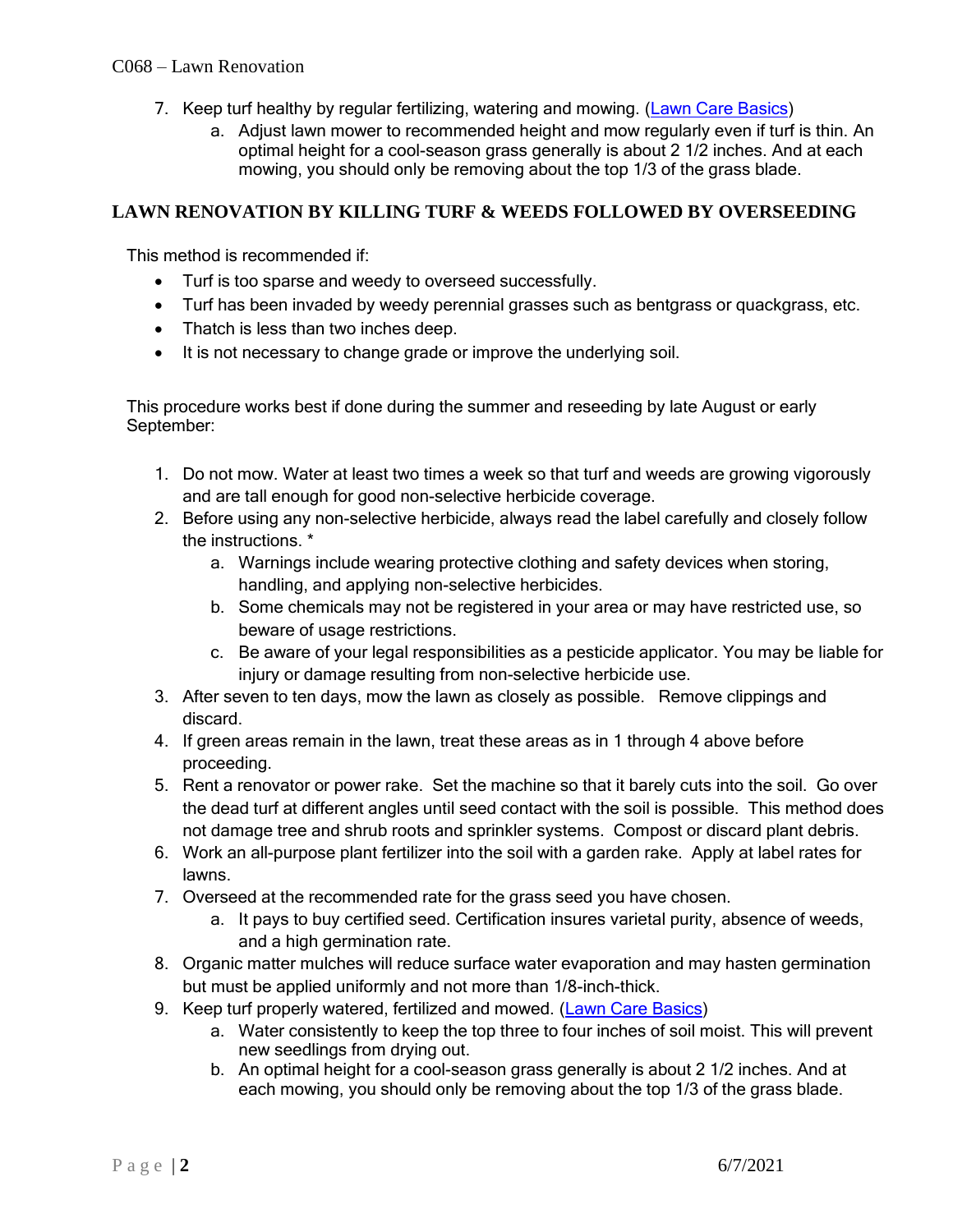7. Keep turf healthy by regular fertilizing, watering and mowing. ([Lawn Care Basics]())
    a. Adjust lawn mower to recommended height and mow regularly even if turf is thin. An optimal height for a cool-season grass generally is about 2 1/2 inches. And at each mowing, you should only be removing about the top 1/3 of the grass blade.

## LAWN RENOVATION BY KILLING TURF & WEEDS FOLLOWED BY OVERSEEDING

This method is recommended if:

- Turf is too sparse and weedy to overseed successfully.
- Turf has been invaded by weedy perennial grasses such as bentgrass or quackgrass, etc.
- Thatch is less than two inches deep.
- It is not necessary to change grade or improve the underlying soil.

This procedure works best if done during the summer and reseeding by late August or early September:

1. Do not mow. Water at least two times a week so that turf and weeds are growing vigorously and are tall enough for good non-selective herbicide coverage.
2. Before using any non-selective herbicide, always read the label carefully and closely follow the instructions. *
    a. Warnings include wearing protective clothing and safety devices when storing, handling, and applying non-selective herbicides.
    b. Some chemicals may not be registered in your area or may have restricted use, so beware of usage restrictions.
    c. Be aware of your legal responsibilities as a pesticide applicator. You may be liable for injury or damage resulting from non-selective herbicide use.
3. After seven to ten days, mow the lawn as closely as possible. Remove clippings and discard.
4. If green areas remain in the lawn, treat these areas as in 1 through 4 above before proceeding.
5. Rent a renovator or power rake. Set the machine so that it barely cuts into the soil. Go over the dead turf at different angles until seed contact with the soil is possible. This method does not damage tree and shrub roots and sprinkler systems. Compost or discard plant debris.
6. Work an all-purpose plant fertilizer into the soil with a garden rake. Apply at label rates for lawns.
7. Overseed at the recommended rate for the grass seed you have chosen.
    a. It pays to buy certified seed. Certification insures varietal purity, absence of weeds, and a high germination rate.
8. Organic matter mulches will reduce surface water evaporation and may hasten germination but must be applied uniformly and not more than 1/8-inch-thick.
9. Keep turf properly watered, fertilized and mowed. ([Lawn Care Basics]())
    a. Water consistently to keep the top three to four inches of soil moist. This will prevent new seedlings from drying out.
    b. An optimal height for a cool-season grass generally is about 2 1/2 inches. And at each mowing, you should only be removing about the top 1/3 of the grass blade.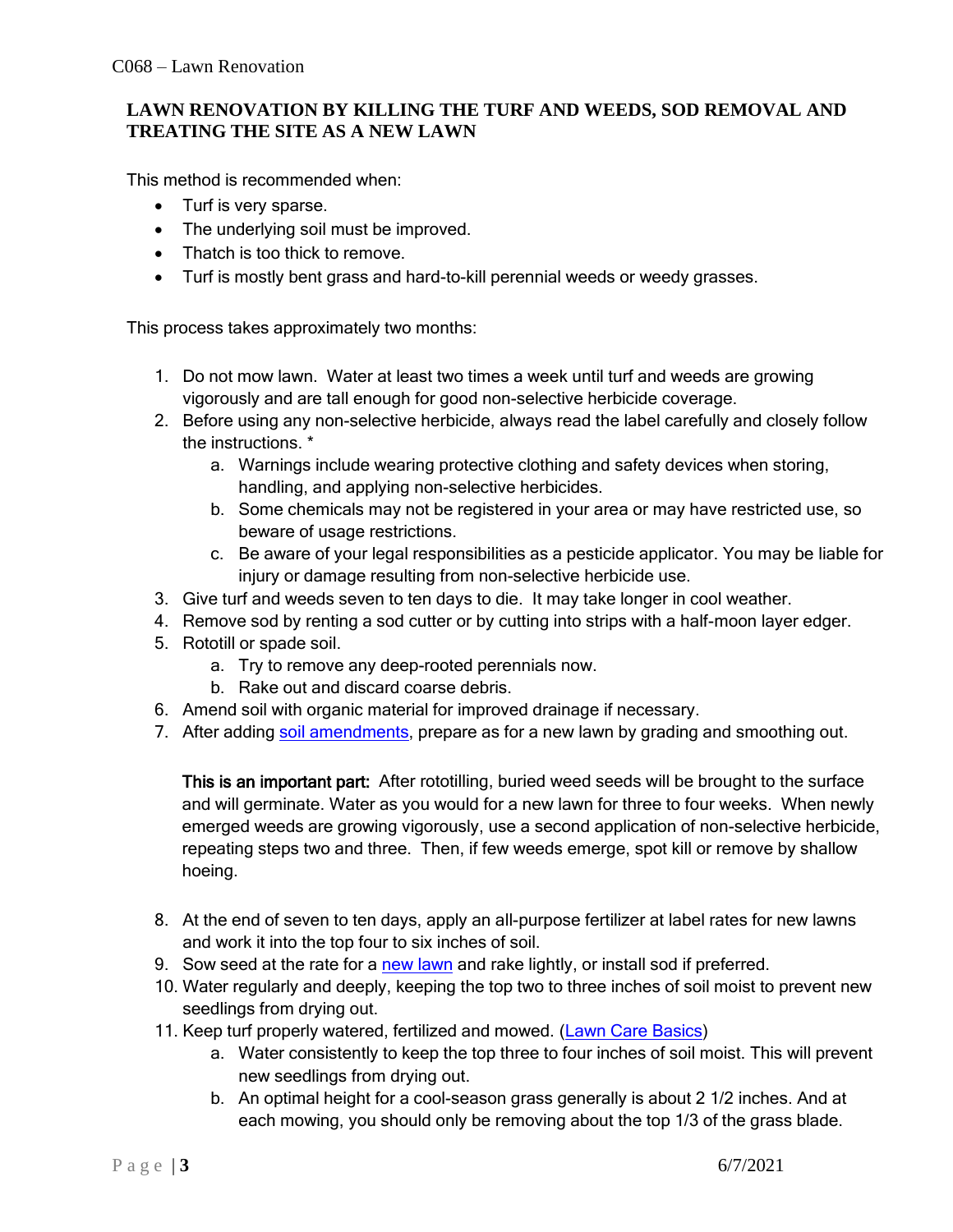## LAWN RENOVATION BY KILLING THE TURF AND WEEDS, SOD REMOVAL AND TREATING THE SITE AS A NEW LAWN

This method is recommended when:

- Turf is very sparse.
- The underlying soil must be improved.
- Thatch is too thick to remove.
- Turf is mostly bent grass and hard-to-kill perennial weeds or weedy grasses.

This process takes approximately two months:

1. Do not mow lawn. Water at least two times a week until turf and weeds are growing vigorously and are tall enough for good non-selective herbicide coverage.
2. Before using any non-selective herbicide, always read the label carefully and closely follow the instructions. *
    a. Warnings include wearing protective clothing and safety devices when storing, handling, and applying non-selective herbicides.
    b. Some chemicals may not be registered in your area or may have restricted use, so beware of usage restrictions.
    c. Be aware of your legal responsibilities as a pesticide applicator. You may be liable for injury or damage resulting from non-selective herbicide use.
3. Give turf and weeds seven to ten days to die. It may take longer in cool weather.
4. Remove sod by renting a sod cutter or by cutting into strips with a half-moon layer edger.
5. Rototill or spade soil.
    a. Try to remove any deep-rooted perennials now.
    b. Rake out and discard coarse debris.
6. Amend soil with organic material for improved drainage if necessary.
7. After adding soil amendments, prepare as for a new lawn by grading and smoothing out.

    **This is an important part:** After rototilling, buried weed seeds will be brought to the surface and will germinate. Water as you would for a new lawn for three to four weeks. When newly emerged weeds are growing vigorously, use a second application of non-selective herbicide, repeating steps two and three. Then, if few weeds emerge, spot kill or remove by shallow hoeing.

8. At the end of seven to ten days, apply an all-purpose fertilizer at label rates for new lawns and work it into the top four to six inches of soil.
9. Sow seed at the rate for a new lawn and rake lightly, or install sod if preferred.
10. Water regularly and deeply, keeping the top two to three inches of soil moist to prevent new seedlings from drying out.
11. Keep turf properly watered, fertilized and mowed. (Lawn Care Basics)
    a. Water consistently to keep the top three to four inches of soil moist. This will prevent new seedlings from drying out.
    b. An optimal height for a cool-season grass generally is about 2 1/2 inches. And at each mowing, you should only be removing about the top 1/3 of the grass blade.